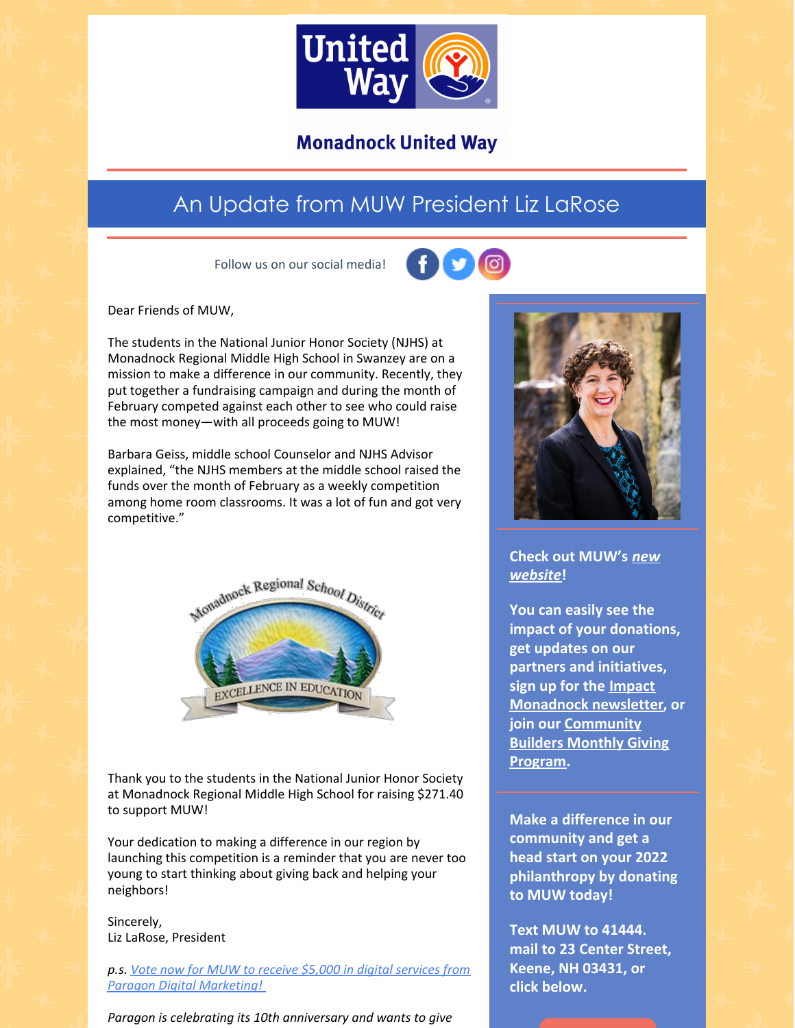Monadnock United Way

# An Update from MUW President Liz LaRose

Follow us on our social media!

Dear Friends of MUW,

The students in the National Junior Honor Society (NJHS) at Monadnock Regional Middle High School in Swanzey are on a mission to make a difference in our community. Recently, they put together a fundraising campaign and during the month of February competed against each other to see who could raise the most money—with all proceeds going to MUW!

Barbara Geiss, middle school Counselor and NJHS Advisor explained, "the NJHS members at the middle school raised the funds over the month of February as a weekly competition among home room classrooms. It was a lot of fun and got very competitive."

Thank you to the students in the National Junior Honor Society at Monadnock Regional Middle High School for raising $271.40 to support MUW!

Your dedication to making a difference in our region by launching this competition is a reminder that you are never too young to start thinking about giving back and helping your neighbors!

Sincerely,
Liz LaRose, President

*p.s. Vote now for MUW to receive $5,000 in digital services from Paragon Digital Marketing!*

*Paragon is celebrating its 10th anniversary and wants to give*

**Check out MUW's *new website*!**

**You can easily see the impact of your donations, get updates on our partners and initiatives, sign up for the Impact Monadnock newsletter, or join our Community Builders Monthly Giving Program.**

**Make a difference in our community and get a head start on your 2022 philanthropy by donating to MUW today!**

**Text MUW to 41444. mail to 23 Center Street, Keene, NH 03431, or click below.**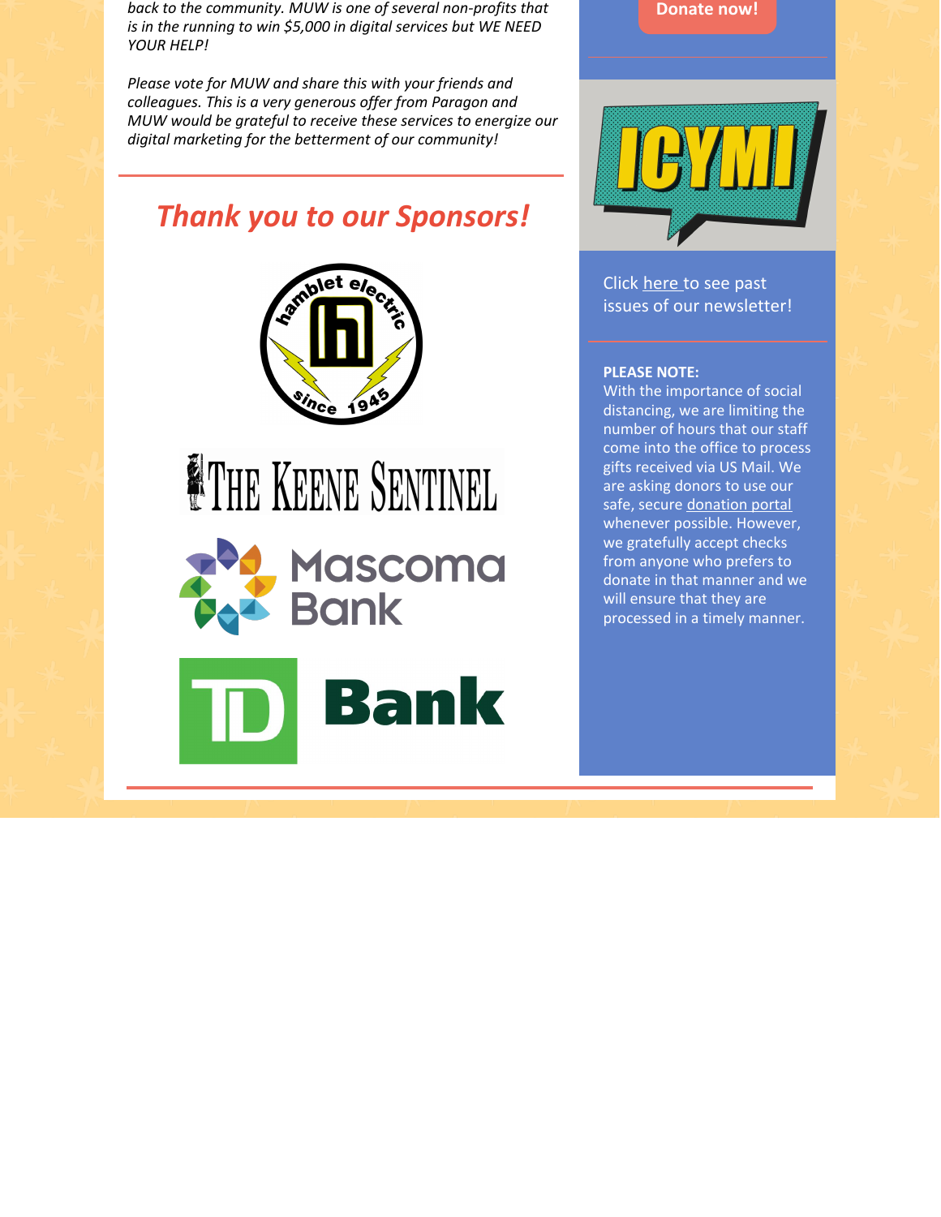*back to the community. MUW is one of several non-profits that is in the running to win $5,000 in digital services but WE NEED YOUR HELP!*

*Please vote for MUW and share this with your friends and colleagues. This is a very generous offer from Paragon and MUW would be grateful to receive these services to energize our digital marketing for the betterment of our community!*

---

## *Thank you to our Sponsors!*

hamblet electric since 1945

The Keene Sentinel

Mascoma Bank

TD Bank

---

Donate now!

ICYMI

Click here to see past issues of our newsletter!

**PLEASE NOTE:**
With the importance of social distancing, we are limiting the number of hours that our staff come into the office to process gifts received via US Mail. We are asking donors to use our safe, secure donation portal whenever possible. However, we gratefully accept checks from anyone who prefers to donate in that manner and we will ensure that they are processed in a timely manner.